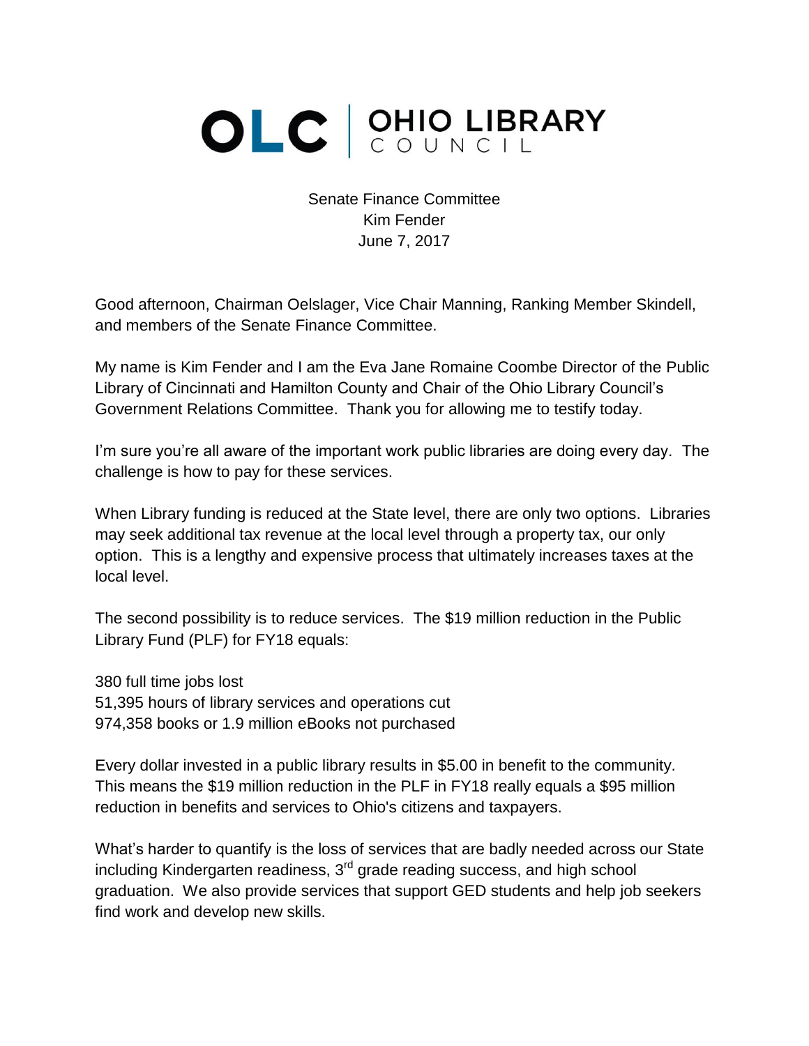OLC | OHIO LIBRARY COUNCIL

Senate Finance Committee
Kim Fender
June 7, 2017

Good afternoon, Chairman Oelslager, Vice Chair Manning, Ranking Member Skindell, and members of the Senate Finance Committee.

My name is Kim Fender and I am the Eva Jane Romaine Coombe Director of the Public Library of Cincinnati and Hamilton County and Chair of the Ohio Library Council's Government Relations Committee. Thank you for allowing me to testify today.

I'm sure you're all aware of the important work public libraries are doing every day. The challenge is how to pay for these services.

When Library funding is reduced at the State level, there are only two options. Libraries may seek additional tax revenue at the local level through a property tax, our only option. This is a lengthy and expensive process that ultimately increases taxes at the local level.

The second possibility is to reduce services. The $19 million reduction in the Public Library Fund (PLF) for FY18 equals:

380 full time jobs lost
51,395 hours of library services and operations cut
974,358 books or 1.9 million eBooks not purchased

Every dollar invested in a public library results in $5.00 in benefit to the community. This means the $19 million reduction in the PLF in FY18 really equals a $95 million reduction in benefits and services to Ohio's citizens and taxpayers.

What's harder to quantify is the loss of services that are badly needed across our State including Kindergarten readiness, 3rd grade reading success, and high school graduation. We also provide services that support GED students and help job seekers find work and develop new skills.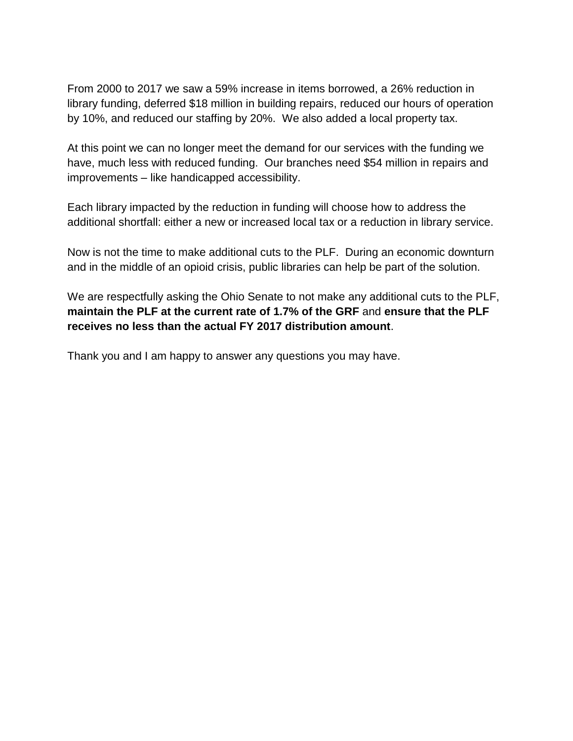From 2000 to 2017 we saw a 59% increase in items borrowed, a 26% reduction in library funding, deferred $18 million in building repairs, reduced our hours of operation by 10%, and reduced our staffing by 20%. We also added a local property tax.

At this point we can no longer meet the demand for our services with the funding we have, much less with reduced funding. Our branches need $54 million in repairs and improvements – like handicapped accessibility.

Each library impacted by the reduction in funding will choose how to address the additional shortfall: either a new or increased local tax or a reduction in library service.

Now is not the time to make additional cuts to the PLF. During an economic downturn and in the middle of an opioid crisis, public libraries can help be part of the solution.

We are respectfully asking the Ohio Senate to not make any additional cuts to the PLF, **maintain the PLF at the current rate of 1.7% of the GRF** and **ensure that the PLF receives no less than the actual FY 2017 distribution amount**.

Thank you and I am happy to answer any questions you may have.